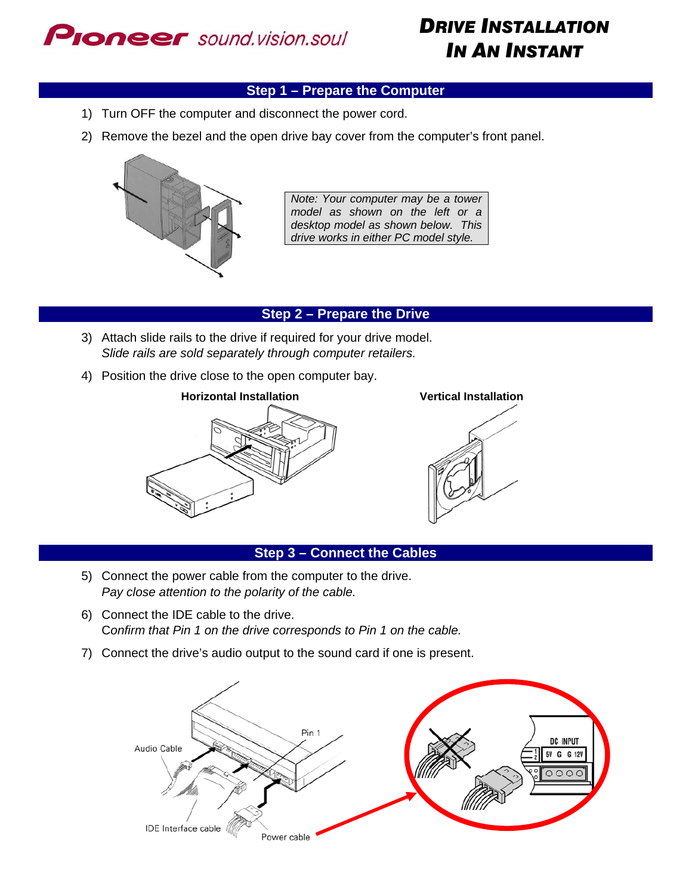**Pioneer** sound.vision.soul

# DRIVE INSTALLATION IN AN INSTANT

## Step 1 – Prepare the Computer

1) Turn OFF the computer and disconnect the power cord.
2) Remove the bezel and the open drive bay cover from the computer's front panel.

*Note: Your computer may be a tower model as shown on the left or a desktop model as shown below. This drive works in either PC model style.*

## Step 2 – Prepare the Drive

3) Attach slide rails to the drive if required for your drive model.
   *Slide rails are sold separately through computer retailers.*
4) Position the drive close to the open computer bay.

**Horizontal Installation** **Vertical Installation**

## Step 3 – Connect the Cables

5) Connect the power cable from the computer to the drive.
   *Pay close attention to the polarity of the cable.*
6) Connect the IDE cable to the drive.
   *Confirm that Pin 1 on the drive corresponds to Pin 1 on the cable.*
7) Connect the drive's audio output to the sound card if one is present.

Audio Cable

Pin 1

IDE Interface cable

Power cable

DC INPUT

5V G G 12V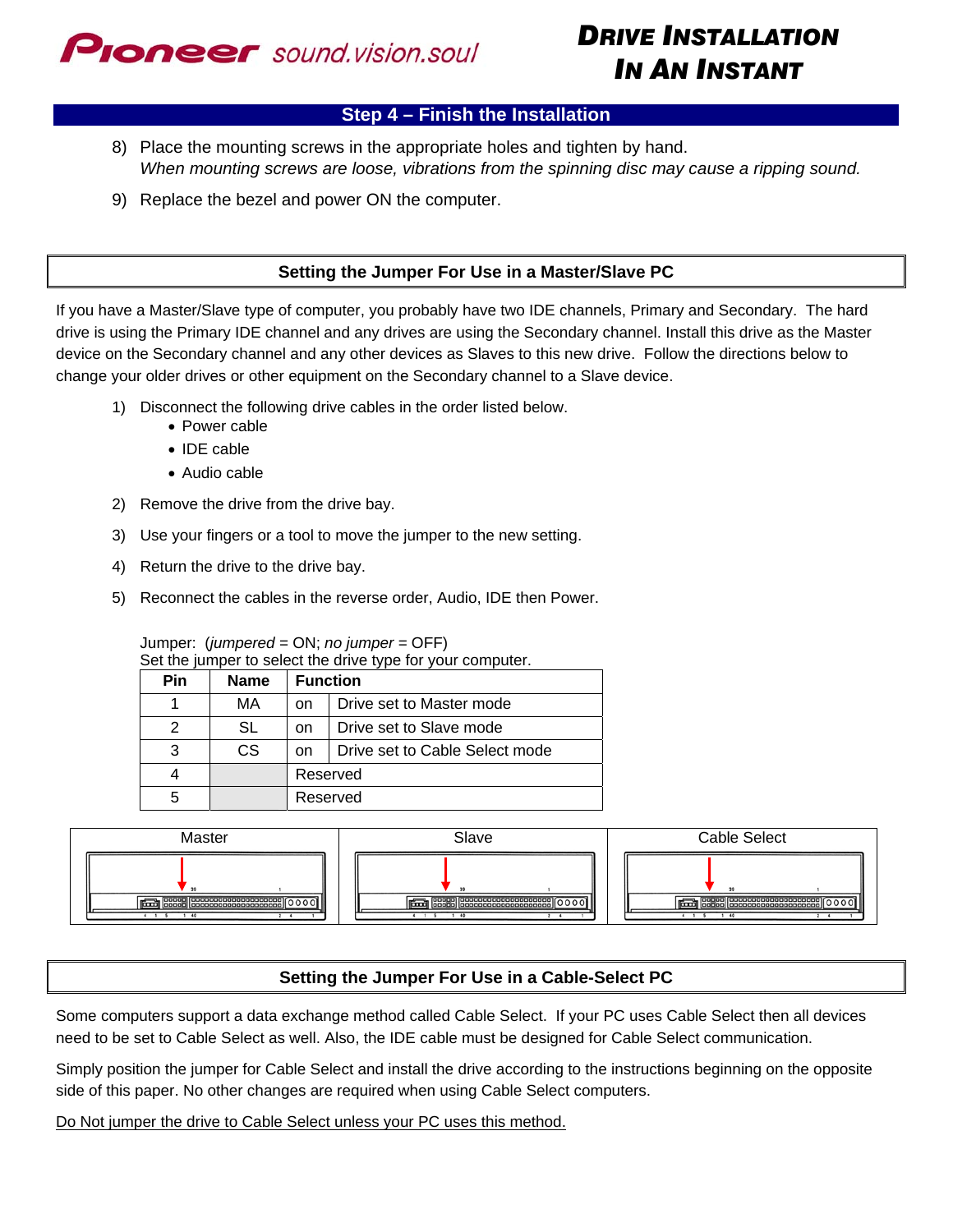## Step 4 – Finish the Installation

8) Place the mounting screws in the appropriate holes and tighten by hand.
   *When mounting screws are loose, vibrations from the spinning disc may cause a ripping sound.*

9) Replace the bezel and power ON the computer.

## Setting the Jumper For Use in a Master/Slave PC

If you have a Master/Slave type of computer, you probably have two IDE channels, Primary and Secondary. The hard drive is using the Primary IDE channel and any drives are using the Secondary channel. Install this drive as the Master device on the Secondary channel and any other devices as Slaves to this new drive. Follow the directions below to change your older drives or other equipment on the Secondary channel to a Slave device.

1) Disconnect the following drive cables in the order listed below.
   - Power cable
   - IDE cable
   - Audio cable
2) Remove the drive from the drive bay.
3) Use your fingers or a tool to move the jumper to the new setting.
4) Return the drive to the drive bay.
5) Reconnect the cables in the reverse order, Audio, IDE then Power.

Jumper: (*jumpered* = ON; *no jumper* = OFF)
Set the jumper to select the drive type for your computer.

| Pin | Name | Function | |
|---|---|---|---|
| 1 | MA | on | Drive set to Master mode |
| 2 | SL | on | Drive set to Slave mode |
| 3 | CS | on | Drive set to Cable Select mode |
| 4 | | Reserved | |
| 5 | | Reserved | |

Master

Slave

Cable Select

## Setting the Jumper For Use in a Cable-Select PC

Some computers support a data exchange method called Cable Select. If your PC uses Cable Select then all devices need to be set to Cable Select as well. Also, the IDE cable must be designed for Cable Select communication.

Simply position the jumper for Cable Select and install the drive according to the instructions beginning on the opposite side of this paper. No other changes are required when using Cable Select computers.

<u>Do Not jumper the drive to Cable Select unless your PC uses this method.</u>